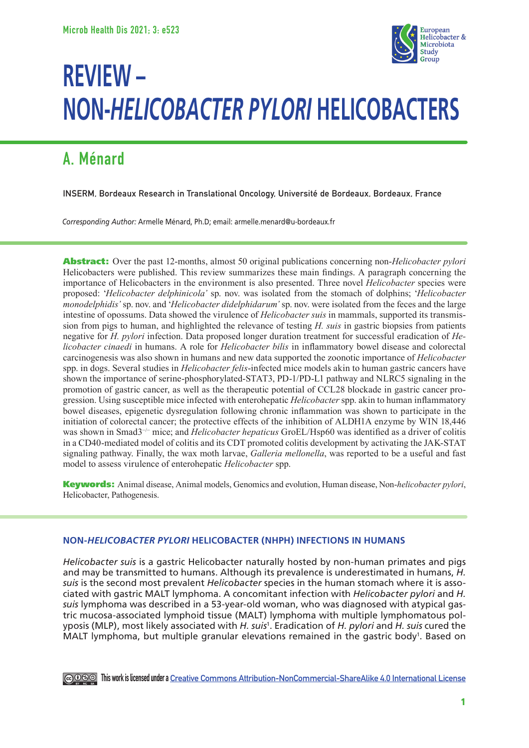# REVIEW – NON-*HELICOBACTER PYLORI* HELICOBACTERS

## A. Ménard

INSERM, Bordeaux Research in Translational Oncology, Université de Bordeaux, Bordeaux, France

*Corresponding Author:* Armelle Ménard, Ph.D; email: armelle.menard@u-bordeaux.fr

**Abstract:** Over the past 12-months, almost 50 original publications concerning non-*Helicobacter pylori* Helicobacters were published. This review summarizes these main findings. A paragraph concerning the importance of Helicobacters in the environment is also presented. Three novel *Helicobacter* species were proposed: '*Helicobacter delphinicola'* sp. nov. was isolated from the stomach of dolphins; '*Helicobacter monodelphidis'* sp. nov. and '*Helicobacter didelphidarum'* sp. nov. were isolated from the feces and the large intestine of opossums. Data showed the virulence of *Helicobacter suis* in mammals, supported its transmission from pigs to human, and highlighted the relevance of testing *H. suis* in gastric biopsies from patients negative for *H. pylori* infection. Data proposed longer duration treatment for successful eradication of *Helicobacter cinaedi* in humans. A role for *Helicobacter bilis* in inflammatory bowel disease and colorectal carcinogenesis was also shown in humans and new data supported the zoonotic importance of *Helicobacter* spp. in dogs. Several studies in *Helicobacter felis*-infected mice models akin to human gastric cancers have shown the importance of serine-phosphorylated-STAT3, PD-1/PD-L1 pathway and NLRC5 signaling in the promotion of gastric cancer, as well as the therapeutic potential of CCL28 blockade in gastric cancer progression. Using susceptible mice infected with enterohepatic *Helicobacter* spp. akin to human inflammatory bowel diseases, epigenetic dysregulation following chronic inflammation was shown to participate in the initiation of colorectal cancer; the protective effects of the inhibition of ALDH1A enzyme by WIN 18,446 was shown in Smad3$^{-/-}$ mice; and *Helicobacter hepaticus* GroEL/Hsp60 was identified as a driver of colitis in a CD40-mediated model of colitis and its CDT promoted colitis development by activating the JAK-STAT signaling pathway. Finally, the wax moth larvae, *Galleria mellonella*, was reported to be a useful and fast model to assess virulence of enterohepatic *Helicobacter* spp.

**Keywords:** Animal disease, Animal models, Genomics and evolution, Human disease, Non-*helicobacter pylori*, Helicobacter, Pathogenesis.

### NON-*HELICOBACTER PYLORI* HELICOBACTER (NHPH) INFECTIONS IN HUMANS

*Helicobacter suis* is a gastric Helicobacter naturally hosted by non-human primates and pigs and may be transmitted to humans. Although its prevalence is underestimated in humans, *H. suis* is the second most prevalent *Helicobacter* species in the human stomach where it is associated with gastric MALT lymphoma. A concomitant infection with *Helicobacter pylori* and *H. suis* lymphoma was described in a 53-year-old woman, who was diagnosed with atypical gastric mucosa-associated lymphoid tissue (MALT) lymphoma with multiple lymphomatous polyposis (MLP), most likely associated with *H. suis*[1]. Eradication of *H. pylori* and *H. suis* cured the MALT lymphoma, but multiple granular elevations remained in the gastric body[1]. Based on

This work is licensed under a Creative Commons Attribution-NonCommercial-ShareAlike 4.0 International License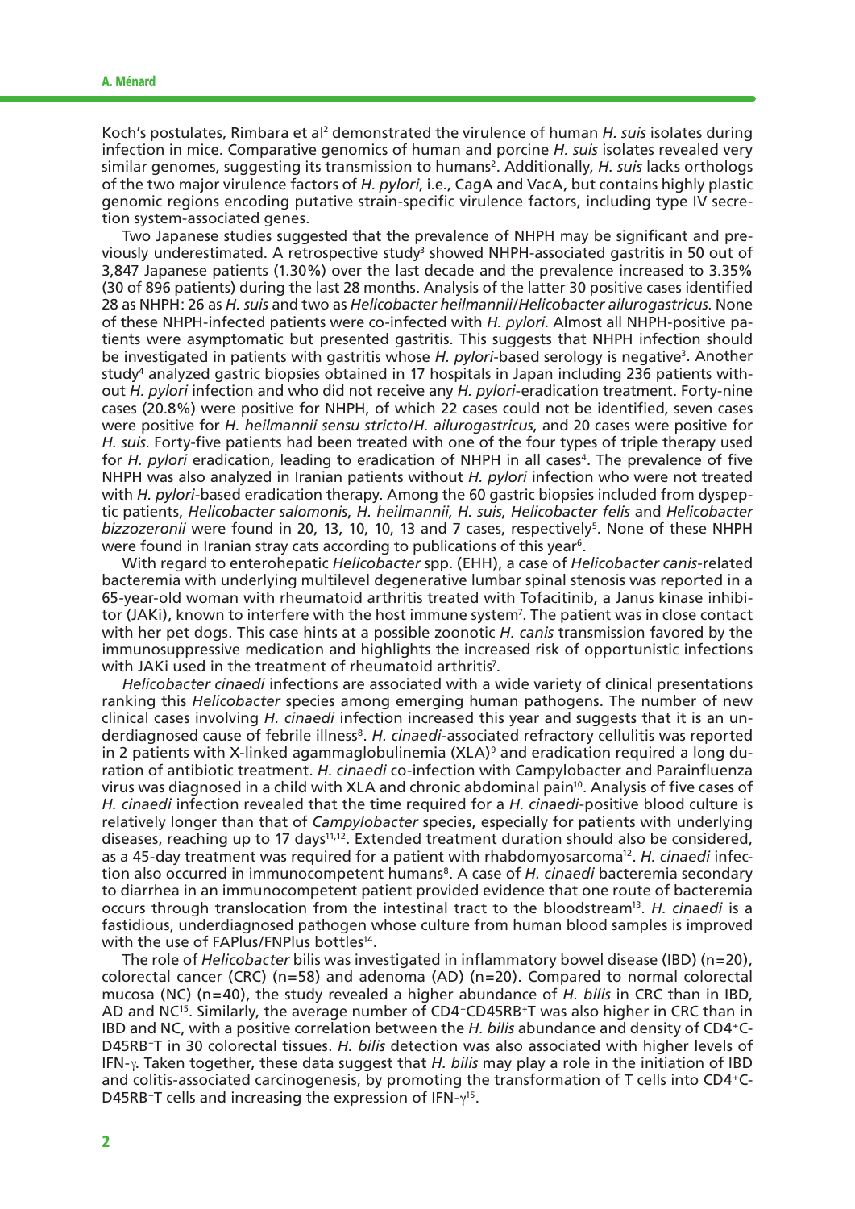Koch's postulates, Rimbara et al[2] demonstrated the virulence of human *H. suis* isolates during infection in mice. Comparative genomics of human and porcine *H. suis* isolates revealed very similar genomes, suggesting its transmission to humans[2]. Additionally, *H. suis* lacks orthologs of the two major virulence factors of *H. pylori*, i.e., CagA and VacA, but contains highly plastic genomic regions encoding putative strain-specific virulence factors, including type IV secretion system-associated genes.

Two Japanese studies suggested that the prevalence of NHPH may be significant and previously underestimated. A retrospective study[3] showed NHPH-associated gastritis in 50 out of 3,847 Japanese patients (1.30%) over the last decade and the prevalence increased to 3.35% (30 of 896 patients) during the last 28 months. Analysis of the latter 30 positive cases identified 28 as NHPH: 26 as *H. suis* and two as *Helicobacter heilmannii*/*Helicobacter ailurogastricus*. None of these NHPH-infected patients were co-infected with *H. pylori*. Almost all NHPH-positive patients were asymptomatic but presented gastritis. This suggests that NHPH infection should be investigated in patients with gastritis whose *H. pylori*-based serology is negative[3]. Another study[4] analyzed gastric biopsies obtained in 17 hospitals in Japan including 236 patients without *H. pylori* infection and who did not receive any *H. pylori*-eradication treatment. Forty-nine cases (20.8%) were positive for NHPH, of which 22 cases could not be identified, seven cases were positive for *H. heilmannii sensu stricto*/*H. ailurogastricus*, and 20 cases were positive for *H. suis*. Forty-five patients had been treated with one of the four types of triple therapy used for *H. pylori* eradication, leading to eradication of NHPH in all cases[4]. The prevalence of five NHPH was also analyzed in Iranian patients without *H. pylori* infection who were not treated with *H. pylori*-based eradication therapy. Among the 60 gastric biopsies included from dyspeptic patients, *Helicobacter salomonis*, *H. heilmannii*, *H. suis*, *Helicobacter felis* and *Helicobacter bizzozeronii* were found in 20, 13, 10, 10, 13 and 7 cases, respectively[5]. None of these NHPH were found in Iranian stray cats according to publications of this year[6].

With regard to enterohepatic *Helicobacter* spp. (EHH), a case of *Helicobacter canis*-related bacteremia with underlying multilevel degenerative lumbar spinal stenosis was reported in a 65-year-old woman with rheumatoid arthritis treated with Tofacitinib, a Janus kinase inhibitor (JAKi), known to interfere with the host immune system[7]. The patient was in close contact with her pet dogs. This case hints at a possible zoonotic *H. canis* transmission favored by the immunosuppressive medication and highlights the increased risk of opportunistic infections with JAKi used in the treatment of rheumatoid arthritis[7].

*Helicobacter cinaedi* infections are associated with a wide variety of clinical presentations ranking this *Helicobacter* species among emerging human pathogens. The number of new clinical cases involving *H. cinaedi* infection increased this year and suggests that it is an underdiagnosed cause of febrile illness[8]. *H. cinaedi*-associated refractory cellulitis was reported in 2 patients with X-linked agammaglobulinemia (XLA)[9] and eradication required a long duration of antibiotic treatment. *H. cinaedi* co-infection with Campylobacter and Parainfluenza virus was diagnosed in a child with XLA and chronic abdominal pain[10]. Analysis of five cases of *H. cinaedi* infection revealed that the time required for a *H. cinaedi*-positive blood culture is relatively longer than that of *Campylobacter* species, especially for patients with underlying diseases, reaching up to 17 days[11,12]. Extended treatment duration should also be considered, as a 45-day treatment was required for a patient with rhabdomyosarcoma[12]. *H. cinaedi* infection also occurred in immunocompetent humans[8]. A case of *H. cinaedi* bacteremia secondary to diarrhea in an immunocompetent patient provided evidence that one route of bacteremia occurs through translocation from the intestinal tract to the bloodstream[13]. *H. cinaedi* is a fastidious, underdiagnosed pathogen whose culture from human blood samples is improved with the use of FAPlus/FNPlus bottles[14].

The role of *Helicobacter* bilis was investigated in inflammatory bowel disease (IBD) (n=20), colorectal cancer (CRC) (n=58) and adenoma (AD) (n=20). Compared to normal colorectal mucosa (NC) (n=40), the study revealed a higher abundance of *H. bilis* in CRC than in IBD, AD and NC[15]. Similarly, the average number of $CD4^+CD45RB^+T$ was also higher in CRC than in IBD and NC, with a positive correlation between the *H. bilis* abundance and density of $CD4^+CD45RB^+T$ in 30 colorectal tissues. *H. bilis* detection was also associated with higher levels of IFN-γ. Taken together, these data suggest that *H. bilis* may play a role in the initiation of IBD and colitis-associated carcinogenesis, by promoting the transformation of T cells into $CD4^+CD45RB^+T$ cells and increasing the expression of IFN-γ[15].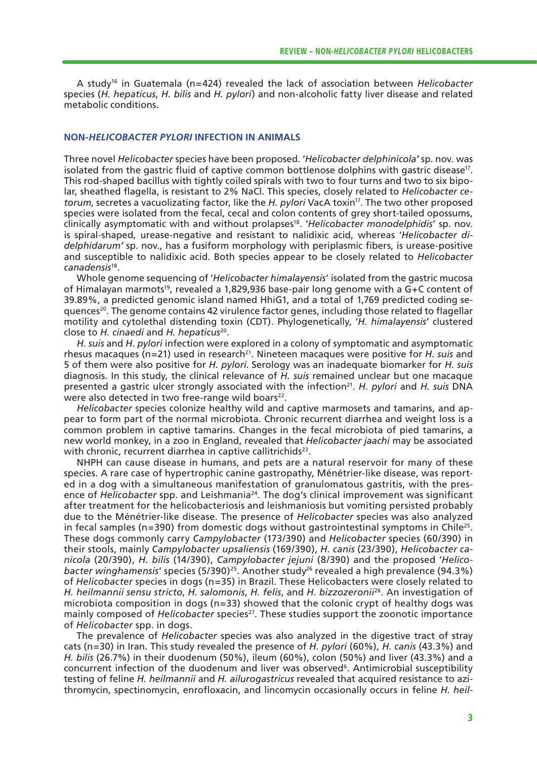A study[16] in Guatemala (n=424) revealed the lack of association between *Helicobacter* species (*H. hepaticus*, *H. bilis* and *H. pylori*) and non-alcoholic fatty liver disease and related metabolic conditions.

## NON-*HELICOBACTER PYLORI* INFECTION IN ANIMALS

Three novel *Helicobacter* species have been proposed. '*Helicobacter delphinicola'* sp. nov. was isolated from the gastric fluid of captive common bottlenose dolphins with gastric disease[17]. This rod-shaped bacillus with tightly coiled spirals with two to four turns and two to six bipolar, sheathed flagella, is resistant to 2% NaCl. This species, closely related to *Helicobacter cetorum*, secretes a vacuolizing factor, like the *H. pylori* VacA toxin[17]. The two other proposed species were isolated from the fecal, cecal and colon contents of grey short-tailed opossums, clinically asymptomatic with and without prolapses[18]. '*Helicobacter monodelphidis*' sp. nov. is spiral-shaped, urease-negative and resistant to nalidixic acid, whereas '*Helicobacter didelphidarum'* sp. nov., has a fusiform morphology with periplasmic fibers, is urease-positive and susceptible to nalidixic acid. Both species appear to be closely related to *Helicobacter canadensis*[18].

Whole genome sequencing of '*Helicobacter himalayensis*' isolated from the gastric mucosa of Himalayan marmots[19], revealed a 1,829,936 base-pair long genome with a G+C content of 39.89%, a predicted genomic island named HhiG1, and a total of 1,769 predicted coding sequences[20]. The genome contains 42 virulence factor genes, including those related to flagellar motility and cytolethal distending toxin (CDT). Phylogenetically, '*H. himalayensis*' clustered close to *H. cinaedi* and *H. hepaticus*[20].

*H. suis* and *H. pylori* infection were explored in a colony of symptomatic and asymptomatic rhesus macaques (n=21) used in research[21]. Nineteen macaques were positive for *H. suis* and 5 of them were also positive for *H. pylori*. Serology was an inadequate biomarker for *H. suis* diagnosis. In this study, the clinical relevance of *H. suis* remained unclear but one macaque presented a gastric ulcer strongly associated with the infection[21]. *H. pylori* and *H. suis* DNA were also detected in two free-range wild boars[22].

*Helicobacter* species colonize healthy wild and captive marmosets and tamarins, and appear to form part of the normal microbiota. Chronic recurrent diarrhea and weight loss is a common problem in captive tamarins. Changes in the fecal microbiota of pied tamarins, a new world monkey, in a zoo in England, revealed that *Helicobacter jaachi* may be associated with chronic, recurrent diarrhea in captive callitrichids[23].

NHPH can cause disease in humans, and pets are a natural reservoir for many of these species. A rare case of hypertrophic canine gastropathy, Ménétrier-like disease, was reported in a dog with a simultaneous manifestation of granulomatous gastritis, with the presence of *Helicobacter* spp. and Leishmania[24]. The dog's clinical improvement was significant after treatment for the helicobacteriosis and leishmaniosis but vomiting persisted probably due to the Ménétrier-like disease. The presence of *Helicobacter* species was also analyzed in fecal samples (n=390) from domestic dogs without gastrointestinal symptoms in Chile[25]. These dogs commonly carry *Campylobacter* (173/390) and *Helicobacter* species (60/390) in their stools, mainly *Campylobacter upsaliensis* (169/390), *H. canis* (23/390), *Helicobacter canicola* (20/390), *H. bilis* (14/390), *Campylobacter jejuni* (8/390) and the proposed '*Helicobacter winghamensis*' species (5/390)[25]. Another study[26] revealed a high prevalence (94.3%) of *Helicobacter* species in dogs (n=35) in Brazil. These Helicobacters were closely related to *H. heilmannii sensu stricto*, *H. salomonis*, *H. felis*, and *H. bizzozeronii*[26]. An investigation of microbiota composition in dogs (n=33) showed that the colonic crypt of healthy dogs was mainly composed of *Helicobacter* species[27]. These studies support the zoonotic importance of *Helicobacter* spp. in dogs.

The prevalence of *Helicobacter* species was also analyzed in the digestive tract of stray cats (n=30) in Iran. This study revealed the presence of *H. pylori* (60%), *H. canis* (43.3%) and *H. bilis* (26.7%) in their duodenum (50%), ileum (60%), colon (50%) and liver (43.3%) and a concurrent infection of the duodenum and liver was observed[6]. Antimicrobial susceptibility testing of feline *H. heilmannii* and *H. ailurogastricus* revealed that acquired resistance to azithromycin, spectinomycin, enrofloxacin, and lincomycin occasionally occurs in feline *H. heil-*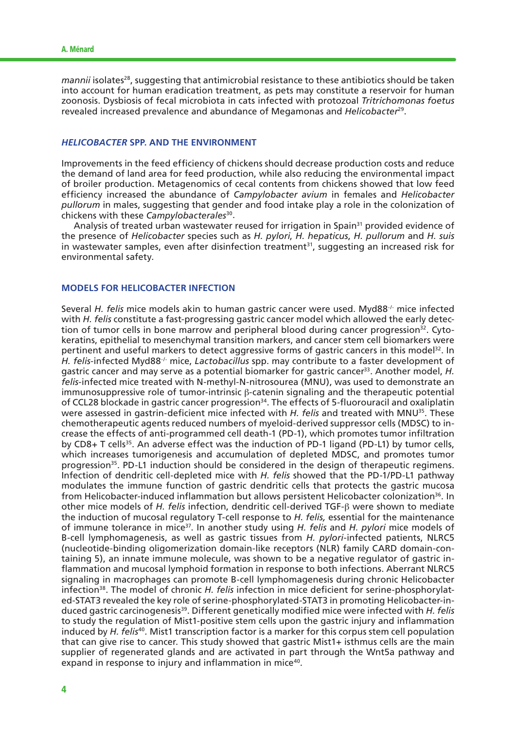*mannii* isolates[28], suggesting that antimicrobial resistance to these antibiotics should be taken into account for human eradication treatment, as pets may constitute a reservoir for human zoonosis. Dysbiosis of fecal microbiota in cats infected with protozoal *Tritrichomonas foetus* revealed increased prevalence and abundance of Megamonas and *Helicobacter*[29].

## *HELICOBACTER* SPP. AND THE ENVIRONMENT

Improvements in the feed efficiency of chickens should decrease production costs and reduce the demand of land area for feed production, while also reducing the environmental impact of broiler production. Metagenomics of cecal contents from chickens showed that low feed efficiency increased the abundance of *Campylobacter avium* in females and *Helicobacter pullorum* in males, suggesting that gender and food intake play a role in the colonization of chickens with these *Campylobacterales*[30].

Analysis of treated urban wastewater reused for irrigation in Spain[31] provided evidence of the presence of *Helicobacter* species such as *H. pylori*, *H. hepaticus*, *H. pullorum* and *H. suis* in wastewater samples, even after disinfection treatment[31], suggesting an increased risk for environmental safety.

## MODELS FOR HELICOBACTER INFECTION

Several *H. felis* mice models akin to human gastric cancer were used. Myd88$^{-/-}$ mice infected with *H. felis* constitute a fast-progressing gastric cancer model which allowed the early detection of tumor cells in bone marrow and peripheral blood during cancer progression[32]. Cytokeratins, epithelial to mesenchymal transition markers, and cancer stem cell biomarkers were pertinent and useful markers to detect aggressive forms of gastric cancers in this model[32]. In *H. felis*-infected Myd88$^{-/-}$ mice, *Lactobacillus* spp. may contribute to a faster development of gastric cancer and may serve as a potential biomarker for gastric cancer[33]. Another model, *H. felis*-infected mice treated with N-methyl-N-nitrosourea (MNU), was used to demonstrate an immunosuppressive role of tumor-intrinsic β-catenin signaling and the therapeutic potential of CCL28 blockade in gastric cancer progression[34]. The effects of 5-fluorouracil and oxaliplatin were assessed in gastrin-deficient mice infected with *H. felis* and treated with MNU[35]. These chemotherapeutic agents reduced numbers of myeloid-derived suppressor cells (MDSC) to increase the effects of anti-programmed cell death-1 (PD-1), which promotes tumor infiltration by CD8+ T cells[35]. An adverse effect was the induction of PD-1 ligand (PD-L1) by tumor cells, which increases tumorigenesis and accumulation of depleted MDSC, and promotes tumor progression[35]. PD-L1 induction should be considered in the design of therapeutic regimens. Infection of dendritic cell-depleted mice with *H. felis* showed that the PD-1/PD-L1 pathway modulates the immune function of gastric dendritic cells that protects the gastric mucosa from Helicobacter-induced inflammation but allows persistent Helicobacter colonization[36]. In other mice models of *H. felis* infection, dendritic cell-derived TGF-β were shown to mediate the induction of mucosal regulatory T-cell response to *H. felis,* essential for the maintenance of immune tolerance in mice[37]. In another study using *H. felis* and *H. pylori* mice models of B-cell lymphomagenesis, as well as gastric tissues from *H. pylori*-infected patients, NLRC5 (nucleotide-binding oligomerization domain-like receptors (NLR) family CARD domain-containing 5), an innate immune molecule, was shown to be a negative regulator of gastric inflammation and mucosal lymphoid formation in response to both infections. Aberrant NLRC5 signaling in macrophages can promote B-cell lymphomagenesis during chronic Helicobacter infection[38]. The model of chronic *H. felis* infection in mice deficient for serine-phosphorylated-STAT3 revealed the key role of serine-phosphorylated-STAT3 in promoting Helicobacter-induced gastric carcinogenesis[39]. Different genetically modified mice were infected with *H. felis* to study the regulation of Mist1-positive stem cells upon the gastric injury and inflammation induced by *H. felis*[40]. Mist1 transcription factor is a marker for this corpus stem cell population that can give rise to cancer. This study showed that gastric Mist1+ isthmus cells are the main supplier of regenerated glands and are activated in part through the Wnt5a pathway and expand in response to injury and inflammation in mice[40].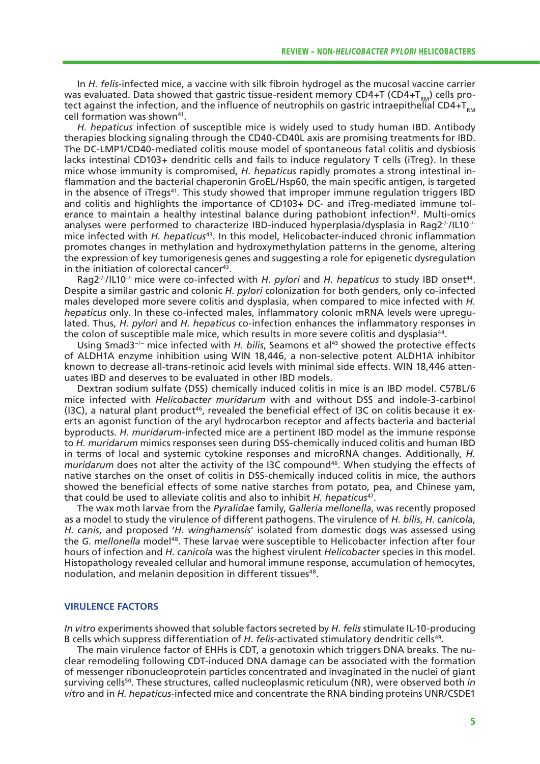In *H. felis*-infected mice, a vaccine with silk fibroin hydrogel as the mucosal vaccine carrier was evaluated. Data showed that gastric tissue-resident memory CD4+T (CD4+$T_{RM}$) cells protect against the infection, and the influence of neutrophils on gastric intraepithelial CD4+$T_{RM}$ cell formation was shown[41].

*H. hepaticus* infection of susceptible mice is widely used to study human IBD. Antibody therapies blocking signaling through the CD40-CD40L axis are promising treatments for IBD. The DC-LMP1/CD40-mediated colitis mouse model of spontaneous fatal colitis and dysbiosis lacks intestinal CD103+ dendritic cells and fails to induce regulatory T cells (iTreg). In these mice whose immunity is compromised, *H. hepaticus* rapidly promotes a strong intestinal inflammation and the bacterial chaperonin GroEL/Hsp60, the main specific antigen, is targeted in the absence of iTregs[41]. This study showed that improper immune regulation triggers IBD and colitis and highlights the importance of CD103+ DC- and iTreg-mediated immune tolerance to maintain a healthy intestinal balance during pathobiont infection[42]. Multi-omics analyses were performed to characterize IBD-induced hyperplasia/dysplasia in Rag2$^{-/-}$/IL10$^{-/-}$ mice infected with *H. hepaticus*[43]. In this model, Helicobacter-induced chronic inflammation promotes changes in methylation and hydroxymethylation patterns in the genome, altering the expression of key tumorigenesis genes and suggesting a role for epigenetic dysregulation in the initiation of colorectal cancer[43].

Rag2$^{-/-}$/IL10$^{-/-}$ mice were co-infected with *H. pylori* and *H. hepaticus* to study IBD onset[44]. Despite a similar gastric and colonic *H. pylori* colonization for both genders, only co-infected males developed more severe colitis and dysplasia, when compared to mice infected with *H. hepaticus* only. In these co-infected males, inflammatory colonic mRNA levels were upregulated. Thus, *H. pylori* and *H. hepaticus* co-infection enhances the inflammatory responses in the colon of susceptible male mice, which results in more severe colitis and dysplasia[44].

Using Smad3$^{-/-}$ mice infected with *H. bilis*, Seamons et al[45] showed the protective effects of ALDH1A enzyme inhibition using WIN 18,446, a non-selective potent ALDH1A inhibitor known to decrease all-trans-retinoic acid levels with minimal side effects. WIN 18,446 attenuates IBD and deserves to be evaluated in other IBD models.

Dextran sodium sulfate (DSS) chemically induced colitis in mice is an IBD model. C57BL/6 mice infected with *Helicobacter muridarum* with and without DSS and indole-3-carbinol (I3C), a natural plant product[46], revealed the beneficial effect of I3C on colitis because it exerts an agonist function of the aryl hydrocarbon receptor and affects bacteria and bacterial byproducts. *H. muridarum*-infected mice are a pertinent IBD model as the immune response to *H. muridarum* mimics responses seen during DSS-chemically induced colitis and human IBD in terms of local and systemic cytokine responses and microRNA changes. Additionally, *H. muridarum* does not alter the activity of the I3C compound[46]. When studying the effects of native starches on the onset of colitis in DSS-chemically induced colitis in mice, the authors showed the beneficial effects of some native starches from potato, pea, and Chinese yam, that could be used to alleviate colitis and also to inhibit *H. hepaticus*[47].

The wax moth larvae from the *Pyralidae* family, *Galleria mellonella*, was recently proposed as a model to study the virulence of different pathogens. The virulence of *H. bilis*, *H. canicola*, *H. canis*, and proposed '*H. winghamensis*' isolated from domestic dogs was assessed using the *G. mellonella* model[48]. These larvae were susceptible to Helicobacter infection after four hours of infection and *H. canicola* was the highest virulent *Helicobacter* species in this model. Histopathology revealed cellular and humoral immune response, accumulation of hemocytes, nodulation, and melanin deposition in different tissues[48].

## VIRULENCE FACTORS

*In vitro* experiments showed that soluble factors secreted by *H. felis* stimulate IL-10-producing B cells which suppress differentiation of *H. felis*-activated stimulatory dendritic cells[49].

The main virulence factor of EHHs is CDT, a genotoxin which triggers DNA breaks. The nuclear remodeling following CDT-induced DNA damage can be associated with the formation of messenger ribonucleoprotein particles concentrated and invaginated in the nuclei of giant surviving cells[50]. These structures, called nucleoplasmic reticulum (NR), were observed both *in vitro* and in *H. hepaticus*-infected mice and concentrate the RNA binding proteins UNR/CSDE1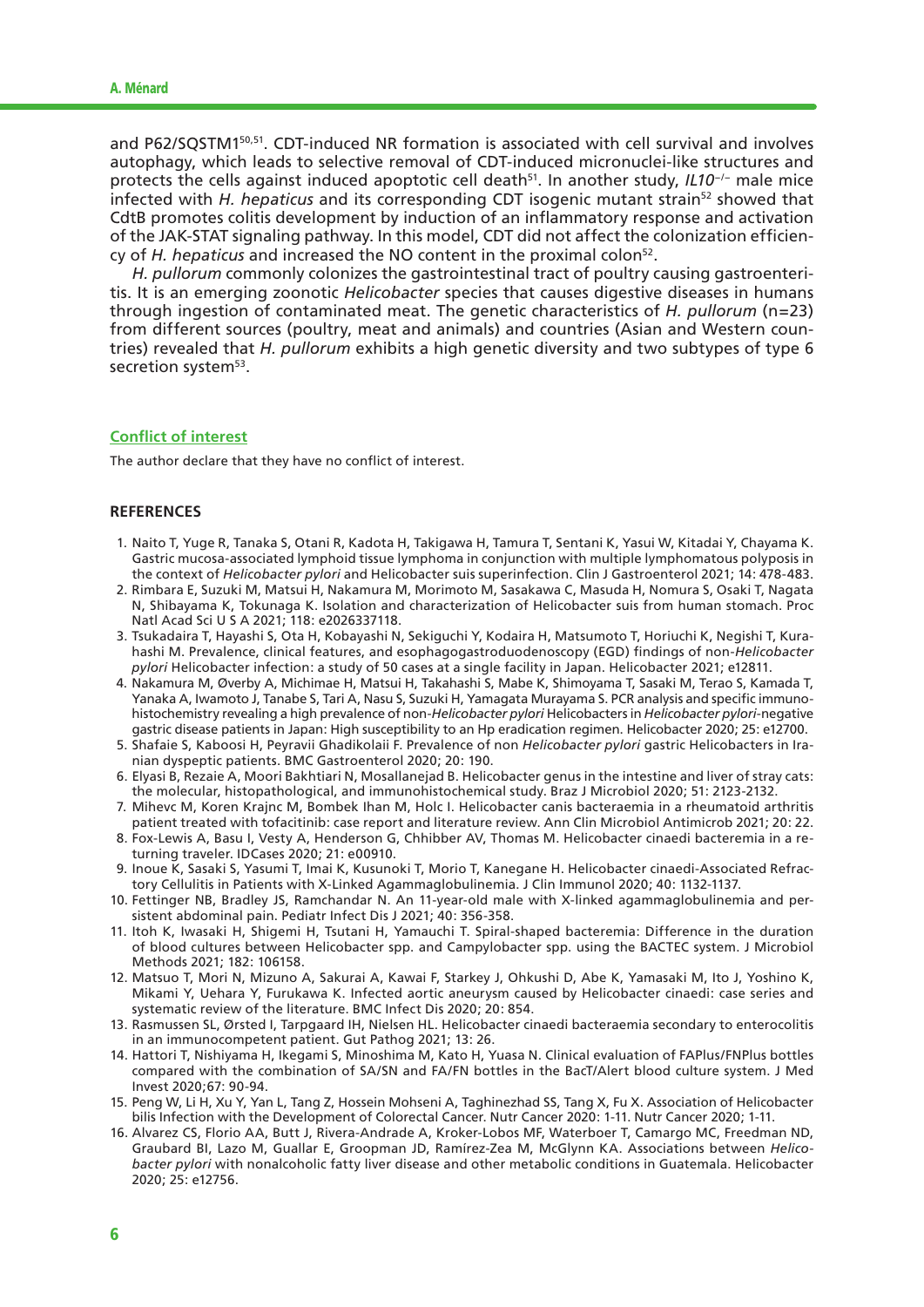and P62/SQSTM1[50,51]. CDT-induced NR formation is associated with cell survival and involves autophagy, which leads to selective removal of CDT-induced micronuclei-like structures and protects the cells against induced apoptotic cell death[51]. In another study, *IL10*$^{-/-}$ male mice infected with *H. hepaticus* and its corresponding CDT isogenic mutant strain[52] showed that CdtB promotes colitis development by induction of an inflammatory response and activation of the JAK-STAT signaling pathway. In this model, CDT did not affect the colonization efficiency of *H. hepaticus* and increased the NO content in the proximal colon[52].

*H. pullorum* commonly colonizes the gastrointestinal tract of poultry causing gastroenteritis. It is an emerging zoonotic *Helicobacter* species that causes digestive diseases in humans through ingestion of contaminated meat. The genetic characteristics of *H. pullorum* (n=23) from different sources (poultry, meat and animals) and countries (Asian and Western countries) revealed that *H. pullorum* exhibits a high genetic diversity and two subtypes of type 6 secretion system[53].

## Conflict of interest

The author declare that they have no conflict of interest.

## REFERENCES

1. Naito T, Yuge R, Tanaka S, Otani R, Kadota H, Takigawa H, Tamura T, Sentani K, Yasui W, Kitadai Y, Chayama K. Gastric mucosa-associated lymphoid tissue lymphoma in conjunction with multiple lymphomatous polyposis in the context of *Helicobacter pylori* and Helicobacter suis superinfection. Clin J Gastroenterol 2021; 14: 478-483.
2. Rimbara E, Suzuki M, Matsui H, Nakamura M, Morimoto M, Sasakawa C, Masuda H, Nomura S, Osaki T, Nagata N, Shibayama K, Tokunaga K. Isolation and characterization of Helicobacter suis from human stomach. Proc Natl Acad Sci U S A 2021; 118: e2026337118.
3. Tsukadaira T, Hayashi S, Ota H, Kobayashi N, Sekiguchi Y, Kodaira H, Matsumoto T, Horiuchi K, Negishi T, Kurahashi M. Prevalence, clinical features, and esophagogastroduodenoscopy (EGD) findings of non-*Helicobacter pylori* Helicobacter infection: a study of 50 cases at a single facility in Japan. Helicobacter 2021; e12811.
4. Nakamura M, Øverby A, Michimae H, Matsui H, Takahashi S, Mabe K, Shimoyama T, Sasaki M, Terao S, Kamada T, Yanaka A, Iwamoto J, Tanabe S, Tari A, Nasu S, Suzuki H, Yamagata Murayama S. PCR analysis and specific immunohistochemistry revealing a high prevalence of non-*Helicobacter pylori* Helicobacters in *Helicobacter pylori*-negative gastric disease patients in Japan: High susceptibility to an Hp eradication regimen. Helicobacter 2020; 25: e12700.
5. Shafaie S, Kaboosi H, Peyravii Ghadikolaii F. Prevalence of non *Helicobacter pylori* gastric Helicobacters in Iranian dyspeptic patients. BMC Gastroenterol 2020; 20: 190.
6. Elyasi B, Rezaie A, Moori Bakhtiari N, Mosallanejad B. Helicobacter genus in the intestine and liver of stray cats: the molecular, histopathological, and immunohistochemical study. Braz J Microbiol 2020; 51: 2123-2132.
7. Mihevc M, Koren Krajnc M, Bombek Ihan M, Holc I. Helicobacter canis bacteraemia in a rheumatoid arthritis patient treated with tofacitinib: case report and literature review. Ann Clin Microbiol Antimicrob 2021; 20: 22.
8. Fox-Lewis A, Basu I, Vesty A, Henderson G, Chhibber AV, Thomas M. Helicobacter cinaedi bacteremia in a returning traveler. IDCases 2020; 21: e00910.
9. Inoue K, Sasaki S, Yasumi T, Imai K, Kusunoki T, Morio T, Kanegane H. Helicobacter cinaedi-Associated Refractory Cellulitis in Patients with X-Linked Agammaglobulinemia. J Clin Immunol 2020; 40: 1132-1137.
10. Fettinger NB, Bradley JS, Ramchandar N. An 11-year-old male with X-linked agammaglobulinemia and persistent abdominal pain. Pediatr Infect Dis J 2021; 40: 356-358.
11. Itoh K, Iwasaki H, Shigemi H, Tsutani H, Yamauchi T. Spiral-shaped bacteremia: Difference in the duration of blood cultures between Helicobacter spp. and Campylobacter spp. using the BACTEC system. J Microbiol Methods 2021; 182: 106158.
12. Matsuo T, Mori N, Mizuno A, Sakurai A, Kawai F, Starkey J, Ohkushi D, Abe K, Yamasaki M, Ito J, Yoshino K, Mikami Y, Uehara Y, Furukawa K. Infected aortic aneurysm caused by Helicobacter cinaedi: case series and systematic review of the literature. BMC Infect Dis 2020; 20: 854.
13. Rasmussen SL, Ørsted I, Tarpgaard IH, Nielsen HL. Helicobacter cinaedi bacteraemia secondary to enterocolitis in an immunocompetent patient. Gut Pathog 2021; 13: 26.
14. Hattori T, Nishiyama H, Ikegami S, Minoshima M, Kato H, Yuasa N. Clinical evaluation of FAPlus/FNPlus bottles compared with the combination of SA/SN and FA/FN bottles in the BacT/Alert blood culture system. J Med Invest 2020;67: 90-94.
15. Peng W, Li H, Xu Y, Yan L, Tang Z, Hossein Mohseni A, Taghinezhad SS, Tang X, Fu X. Association of Helicobacter bilis Infection with the Development of Colorectal Cancer. Nutr Cancer 2020: 1-11. Nutr Cancer 2020; 1-11.
16. Alvarez CS, Florio AA, Butt J, Rivera-Andrade A, Kroker-Lobos MF, Waterboer T, Camargo MC, Freedman ND, Graubard BI, Lazo M, Guallar E, Groopman JD, Ramírez-Zea M, McGlynn KA. Associations between *Helicobacter pylori* with nonalcoholic fatty liver disease and other metabolic conditions in Guatemala. Helicobacter 2020; 25: e12756.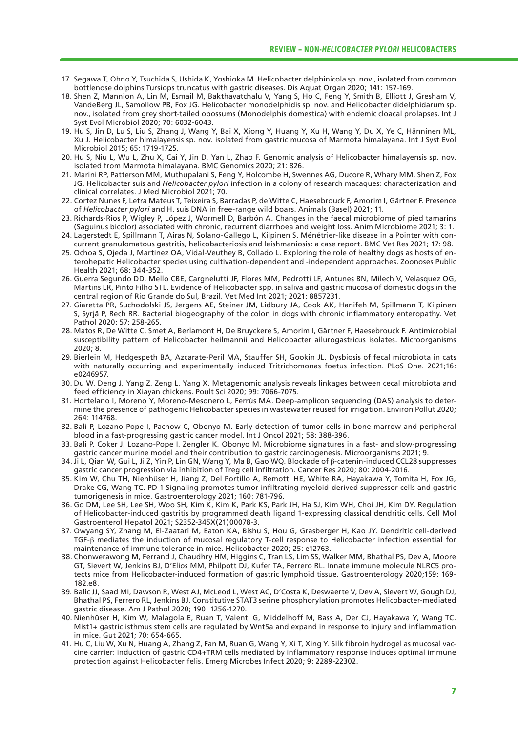17. Segawa T, Ohno Y, Tsuchida S, Ushida K, Yoshioka M. Helicobacter delphinicola sp. nov., isolated from common bottlenose dolphins Tursiops truncatus with gastric diseases. Dis Aquat Organ 2020; 141: 157-169.
18. Shen Z, Mannion A, Lin M, Esmail M, Bakthavatchalu V, Yang S, Ho C, Feng Y, Smith B, Elliott J, Gresham V, VandeBerg JL, Samollow PB, Fox JG. Helicobacter monodelphidis sp. nov. and Helicobacter didelphidarum sp. nov., isolated from grey short-tailed opossums (Monodelphis domestica) with endemic cloacal prolapses. Int J Syst Evol Microbiol 2020; 70: 6032-6043.
19. Hu S, Jin D, Lu S, Liu S, Zhang J, Wang Y, Bai X, Xiong Y, Huang Y, Xu H, Wang Y, Du X, Ye C, Hänninen ML, Xu J. Helicobacter himalayensis sp. nov. isolated from gastric mucosa of Marmota himalayana. Int J Syst Evol Microbiol 2015; 65: 1719-1725.
20. Hu S, Niu L, Wu L, Zhu X, Cai Y, Jin D, Yan L, Zhao F. Genomic analysis of Helicobacter himalayensis sp. nov. isolated from Marmota himalayana. BMC Genomics 2020; 21: 826.
21. Marini RP, Patterson MM, Muthupalani S, Feng Y, Holcombe H, Swennes AG, Ducore R, Whary MM, Shen Z, Fox JG. Helicobacter suis and *Helicobacter pylori* infection in a colony of research macaques: characterization and clinical correlates. J Med Microbiol 2021; 70.
22. Cortez Nunes F, Letra Mateus T, Teixeira S, Barradas P, de Witte C, Haesebrouck F, Amorim I, Gärtner F. Presence of *Helicobacter pylori* and H. suis DNA in free-range wild boars. Animals (Basel) 2021; 11.
23. Richards-Rios P, Wigley P, López J, Wormell D, Barbón A. Changes in the faecal microbiome of pied tamarins (Saguinus bicolor) associated with chronic, recurrent diarrhoea and weight loss. Anim Microbiome 2021; 3: 1.
24. Lagerstedt E, Spillmann T, Airas N, Solano-Gallego L, Kilpinen S. Ménétrier-like disease in a Pointer with concurrent granulomatous gastritis, helicobacteriosis and leishmaniosis: a case report. BMC Vet Res 2021; 17: 98.
25. Ochoa S, Ojeda J, Martínez OA, Vidal-Veuthey B, Collado L. Exploring the role of healthy dogs as hosts of enterohepatic Helicobacter species using cultivation-dependent and -independent approaches. Zoonoses Public Health 2021; 68: 344-352.
26. Guerra Segundo DD, Mello CBE, Cargnelutti JF, Flores MM, Pedrotti LF, Antunes BN, Milech V, Velasquez OG, Martins LR, Pinto Filho STL. Evidence of Helicobacter spp. in saliva and gastric mucosa of domestic dogs in the central region of Rio Grande do Sul, Brazil. Vet Med Int 2021; 2021: 8857231.
27. Giaretta PR, Suchodolski JS, Jergens AE, Steiner JM, Lidbury JA, Cook AK, Hanifeh M, Spillmann T, Kilpinen S, Syrjä P, Rech RR. Bacterial biogeography of the colon in dogs with chronic inflammatory enteropathy. Vet Pathol 2020; 57: 258-265.
28. Matos R, De Witte C, Smet A, Berlamont H, De Bruyckere S, Amorim I, Gärtner F, Haesebrouck F. Antimicrobial susceptibility pattern of Helicobacter heilmannii and Helicobacter ailurogastricus isolates. Microorganisms 2020; 8.
29. Bierlein M, Hedgespeth BA, Azcarate-Peril MA, Stauffer SH, Gookin JL. Dysbiosis of fecal microbiota in cats with naturally occurring and experimentally induced Tritrichomonas foetus infection. PLoS One. 2021;16: e0246957.
30. Du W, Deng J, Yang Z, Zeng L, Yang X. Metagenomic analysis reveals linkages between cecal microbiota and feed efficiency in Xiayan chickens. Poult Sci 2020; 99: 7066-7075.
31. Hortelano I, Moreno Y, Moreno-Mesonero L, Ferrús MA. Deep-amplicon sequencing (DAS) analysis to determine the presence of pathogenic Helicobacter species in wastewater reused for irrigation. Environ Pollut 2020; 264: 114768.
32. Bali P, Lozano-Pope I, Pachow C, Obonyo M. Early detection of tumor cells in bone marrow and peripheral blood in a fast-progressing gastric cancer model. Int J Oncol 2021; 58: 388-396.
33. Bali P, Coker J, Lozano-Pope I, Zengler K, Obonyo M. Microbiome signatures in a fast- and slow-progressing gastric cancer murine model and their contribution to gastric carcinogenesis. Microorganisms 2021; 9.
34. Ji L, Qian W, Gui L, Ji Z, Yin P, Lin GN, Wang Y, Ma B, Gao WQ. Blockade of β-catenin-induced CCL28 suppresses gastric cancer progression via inhibition of Treg cell infiltration. Cancer Res 2020; 80: 2004-2016.
35. Kim W, Chu TH, Nienhüser H, Jiang Z, Del Portillo A, Remotti HE, White RA, Hayakawa Y, Tomita H, Fox JG, Drake CG, Wang TC. PD-1 Signaling promotes tumor-infiltrating myeloid-derived suppressor cells and gastric tumorigenesis in mice. Gastroenterology 2021; 160: 781-796.
36. Go DM, Lee SH, Lee SH, Woo SH, Kim K, Kim K, Park KS, Park JH, Ha SJ, Kim WH, Choi JH, Kim DY. Regulation of Helicobacter-induced gastritis by programmed death ligand 1-expressing classical dendritic cells. Cell Mol Gastroenterol Hepatol 2021; S2352-345X(21)00078-3.
37. Owyang SY, Zhang M, El-Zaatari M, Eaton KA, Bishu S, Hou G, Grasberger H, Kao JY. Dendritic cell-derived TGF-β mediates the induction of mucosal regulatory T-cell response to Helicobacter infection essential for maintenance of immune tolerance in mice. Helicobacter 2020; 25: e12763.
38. Chonwerawong M, Ferrand J, Chaudhry HM, Higgins C, Tran LS, Lim SS, Walker MM, Bhathal PS, Dev A, Moore GT, Sievert W, Jenkins BJ, D'Elios MM, Philpott DJ, Kufer TA, Ferrero RL. Innate immune molecule NLRC5 protects mice from Helicobacter-induced formation of gastric lymphoid tissue. Gastroenterology 2020;159: 169-182.e8.
39. Balic JJ, Saad MI, Dawson R, West AJ, McLeod L, West AC, D'Costa K, Deswaerte V, Dev A, Sievert W, Gough DJ, Bhathal PS, Ferrero RL, Jenkins BJ. Constitutive STAT3 serine phosphorylation promotes Helicobacter-mediated gastric disease. Am J Pathol 2020; 190: 1256-1270.
40. Nienhüser H, Kim W, Malagola E, Ruan T, Valenti G, Middelhoff M, Bass A, Der CJ, Hayakawa Y, Wang TC. Mist1+ gastric isthmus stem cells are regulated by Wnt5a and expand in response to injury and inflammation in mice. Gut 2021; 70: 654-665.
41. Hu C, Liu W, Xu N, Huang A, Zhang Z, Fan M, Ruan G, Wang Y, Xi T, Xing Y. Silk fibroin hydrogel as mucosal vaccine carrier: induction of gastric CD4+TRM cells mediated by inflammatory response induces optimal immune protection against Helicobacter felis. Emerg Microbes Infect 2020; 9: 2289-22302.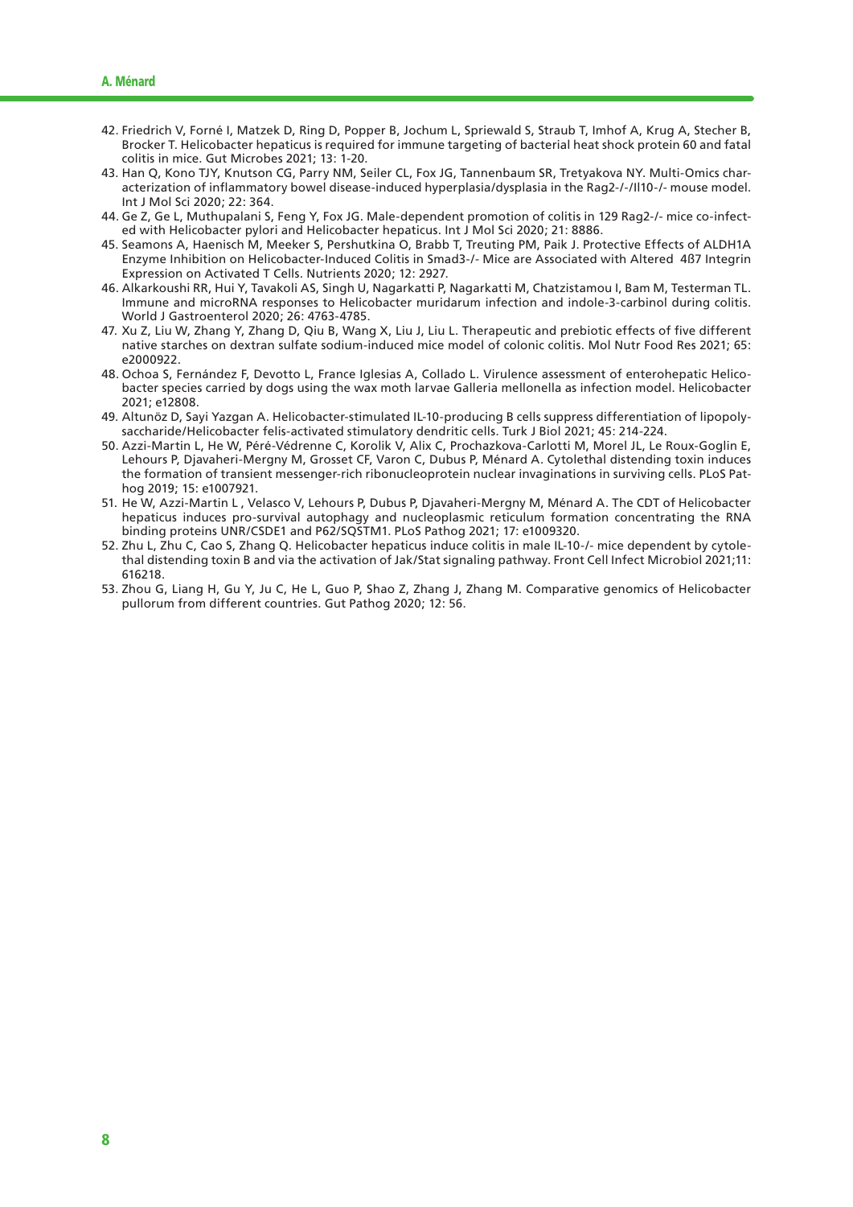42. Friedrich V, Forné I, Matzek D, Ring D, Popper B, Jochum L, Spriewald S, Straub T, Imhof A, Krug A, Stecher B, Brocker T. Helicobacter hepaticus is required for immune targeting of bacterial heat shock protein 60 and fatal colitis in mice. Gut Microbes 2021; 13: 1-20.
43. Han Q, Kono TJY, Knutson CG, Parry NM, Seiler CL, Fox JG, Tannenbaum SR, Tretyakova NY. Multi-Omics characterization of inflammatory bowel disease-induced hyperplasia/dysplasia in the Rag2-/-/Il10-/- mouse model. Int J Mol Sci 2020; 22: 364.
44. Ge Z, Ge L, Muthupalani S, Feng Y, Fox JG. Male-dependent promotion of colitis in 129 Rag2-/- mice co-infected with Helicobacter pylori and Helicobacter hepaticus. Int J Mol Sci 2020; 21: 8886.
45. Seamons A, Haenisch M, Meeker S, Pershutkina O, Brabb T, Treuting PM, Paik J. Protective Effects of ALDH1A Enzyme Inhibition on Helicobacter-Induced Colitis in Smad3-/- Mice are Associated with Altered 4ß7 Integrin Expression on Activated T Cells. Nutrients 2020; 12: 2927.
46. Alkarkoushi RR, Hui Y, Tavakoli AS, Singh U, Nagarkatti P, Nagarkatti M, Chatzistamou I, Bam M, Testerman TL. Immune and microRNA responses to Helicobacter muridarum infection and indole-3-carbinol during colitis. World J Gastroenterol 2020; 26: 4763-4785.
47. Xu Z, Liu W, Zhang Y, Zhang D, Qiu B, Wang X, Liu J, Liu L. Therapeutic and prebiotic effects of five different native starches on dextran sulfate sodium-induced mice model of colonic colitis. Mol Nutr Food Res 2021; 65: e2000922.
48. Ochoa S, Fernández F, Devotto L, France Iglesias A, Collado L. Virulence assessment of enterohepatic Helicobacter species carried by dogs using the wax moth larvae Galleria mellonella as infection model. Helicobacter 2021; e12808.
49. Altunöz D, Sayi Yazgan A. Helicobacter-stimulated IL-10-producing B cells suppress differentiation of lipopolysaccharide/Helicobacter felis-activated stimulatory dendritic cells. Turk J Biol 2021; 45: 214-224.
50. Azzi-Martin L, He W, Péré-Védrenne C, Korolik V, Alix C, Prochazkova-Carlotti M, Morel JL, Le Roux-Goglin E, Lehours P, Djavaheri-Mergny M, Grosset CF, Varon C, Dubus P, Ménard A. Cytolethal distending toxin induces the formation of transient messenger-rich ribonucleoprotein nuclear invaginations in surviving cells. PLoS Pathog 2019; 15: e1007921.
51. He W, Azzi-Martin L , Velasco V, Lehours P, Dubus P, Djavaheri-Mergny M, Ménard A. The CDT of Helicobacter hepaticus induces pro-survival autophagy and nucleoplasmic reticulum formation concentrating the RNA binding proteins UNR/CSDE1 and P62/SQSTM1. PLoS Pathog 2021; 17: e1009320.
52. Zhu L, Zhu C, Cao S, Zhang Q. Helicobacter hepaticus induce colitis in male IL-10-/- mice dependent by cytolethal distending toxin B and via the activation of Jak/Stat signaling pathway. Front Cell Infect Microbiol 2021;11: 616218.
53. Zhou G, Liang H, Gu Y, Ju C, He L, Guo P, Shao Z, Zhang J, Zhang M. Comparative genomics of Helicobacter pullorum from different countries. Gut Pathog 2020; 12: 56.